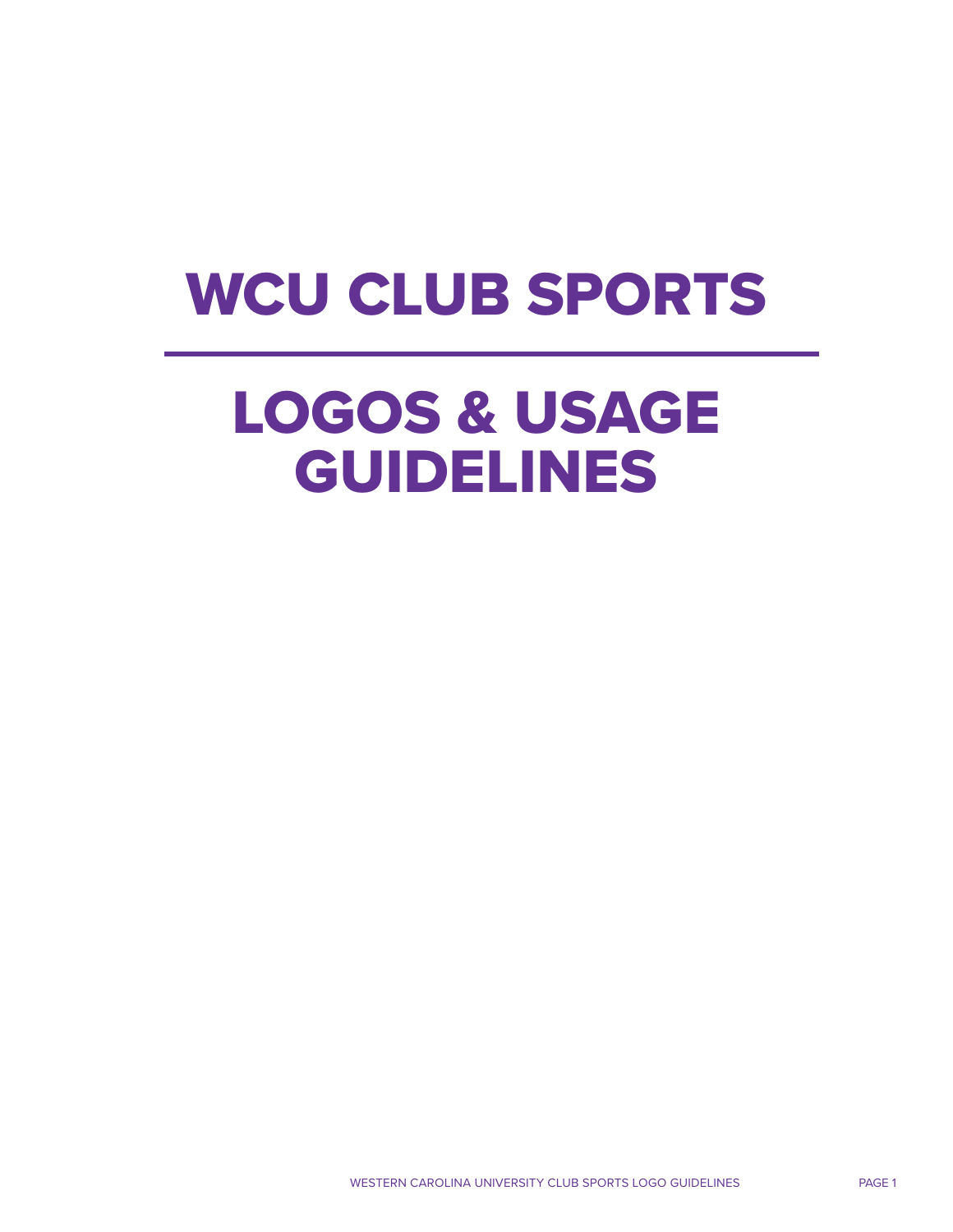# WCU CLUB SPORTS

---

# LOGOS & USAGE GUIDELINES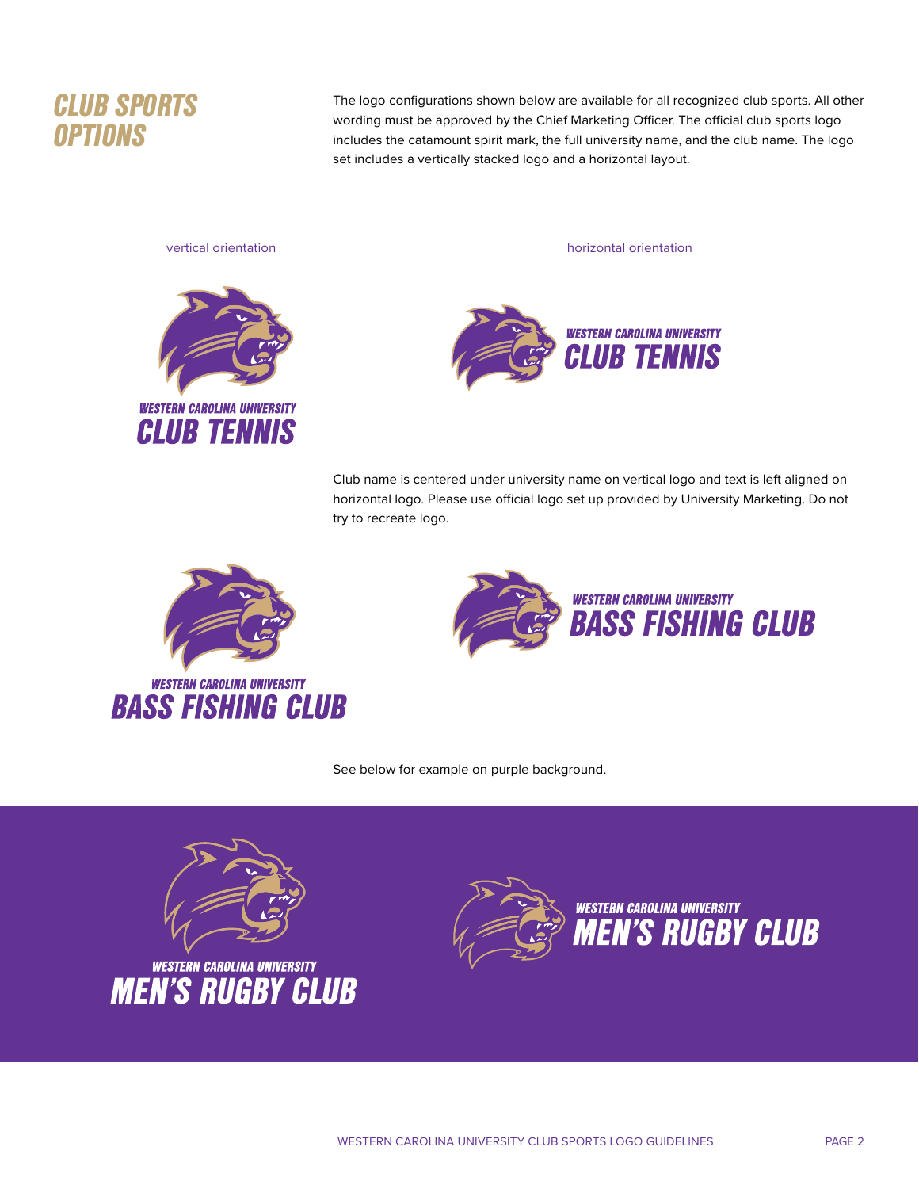# CLUB SPORTS OPTIONS

The logo configurations shown below are available for all recognized club sports. All other wording must be approved by the Chief Marketing Officer. The official club sports logo includes the catamount spirit mark, the full university name, and the club name. The logo set includes a vertically stacked logo and a horizontal layout.

vertical orientation

WESTERN CAROLINA UNIVERSITY
CLUB TENNIS

horizontal orientation

WESTERN CAROLINA UNIVERSITY
CLUB TENNIS

Club name is centered under university name on vertical logo and text is left aligned on horizontal logo. Please use official logo set up provided by University Marketing. Do not try to recreate logo.

WESTERN CAROLINA UNIVERSITY
BASS FISHING CLUB

WESTERN CAROLINA UNIVERSITY
BASS FISHING CLUB

See below for example on purple background.

WESTERN CAROLINA UNIVERSITY
MEN'S RUGBY CLUB

WESTERN CAROLINA UNIVERSITY
MEN'S RUGBY CLUB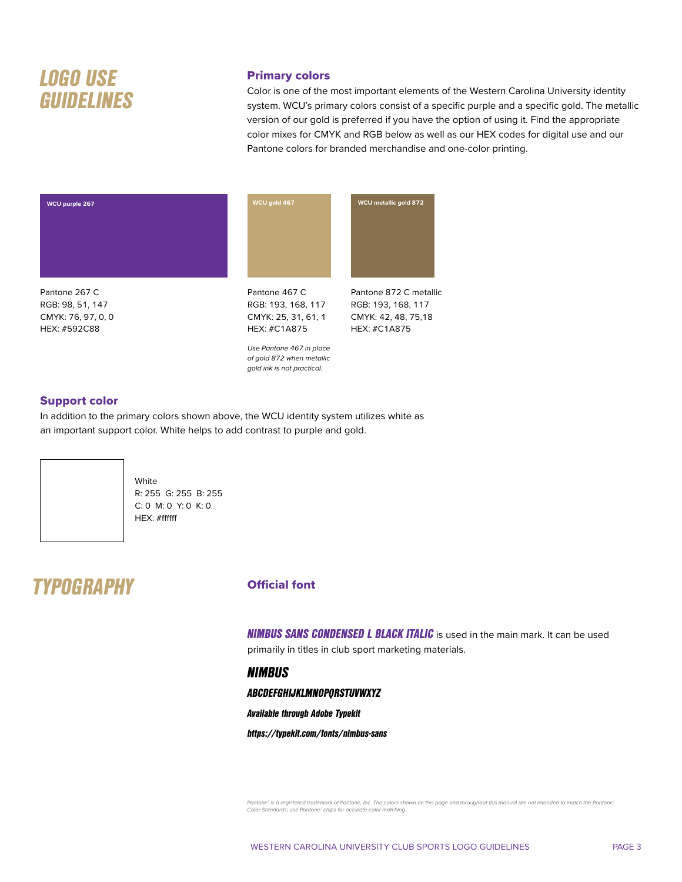# LOGO USE GUIDELINES

## Primary colors

Color is one of the most important elements of the Western Carolina University identity system. WCU's primary colors consist of a specific purple and a specific gold. The metallic version of our gold is preferred if you have the option of using it. Find the appropriate color mixes for CMYK and RGB below as well as our HEX codes for digital use and our Pantone colors for branded merchandise and one-color printing.

**WCU purple 267**

Pantone 267 C
RGB: 98, 51, 147
CMYK: 76, 97, 0, 0
HEX: #592C88

**WCU gold 467**

Pantone 467 C
RGB: 193, 168, 117
CMYK: 25, 31, 61, 1
HEX: #C1A875

*Use Pantone 467 in place of gold 872 when metallic gold ink is not practical.*

**WCU metallic gold 872**

Pantone 872 C metallic
RGB: 193, 168, 117
CMYK: 42, 48, 75,18
HEX: #C1A875

## Support color

In addition to the primary colors shown above, the WCU identity system utilizes white as an important support color. White helps to add contrast to purple and gold.

White
R: 255 G: 255 B: 255
C: 0 M: 0 Y: 0 K: 0
HEX: #ffffff

# TYPOGRAPHY

## Official font

***NIMBUS SANS CONDENSED L BLACK ITALIC*** is used in the main mark. It can be used primarily in titles in club sport marketing materials.

***NIMBUS***

***ABCDEFGHIJKLMNOPQRSTUVWXYZ***

***Available through Adobe Typekit***

***https://typekit.com/fonts/nimbus-sans***

*Pantone® is a registered trademark of Pantone, Inc. The colors shown on this page and throughout this manual are not intended to match the Pantone® Color Standards; use Pantone® chips for accurate color matching.*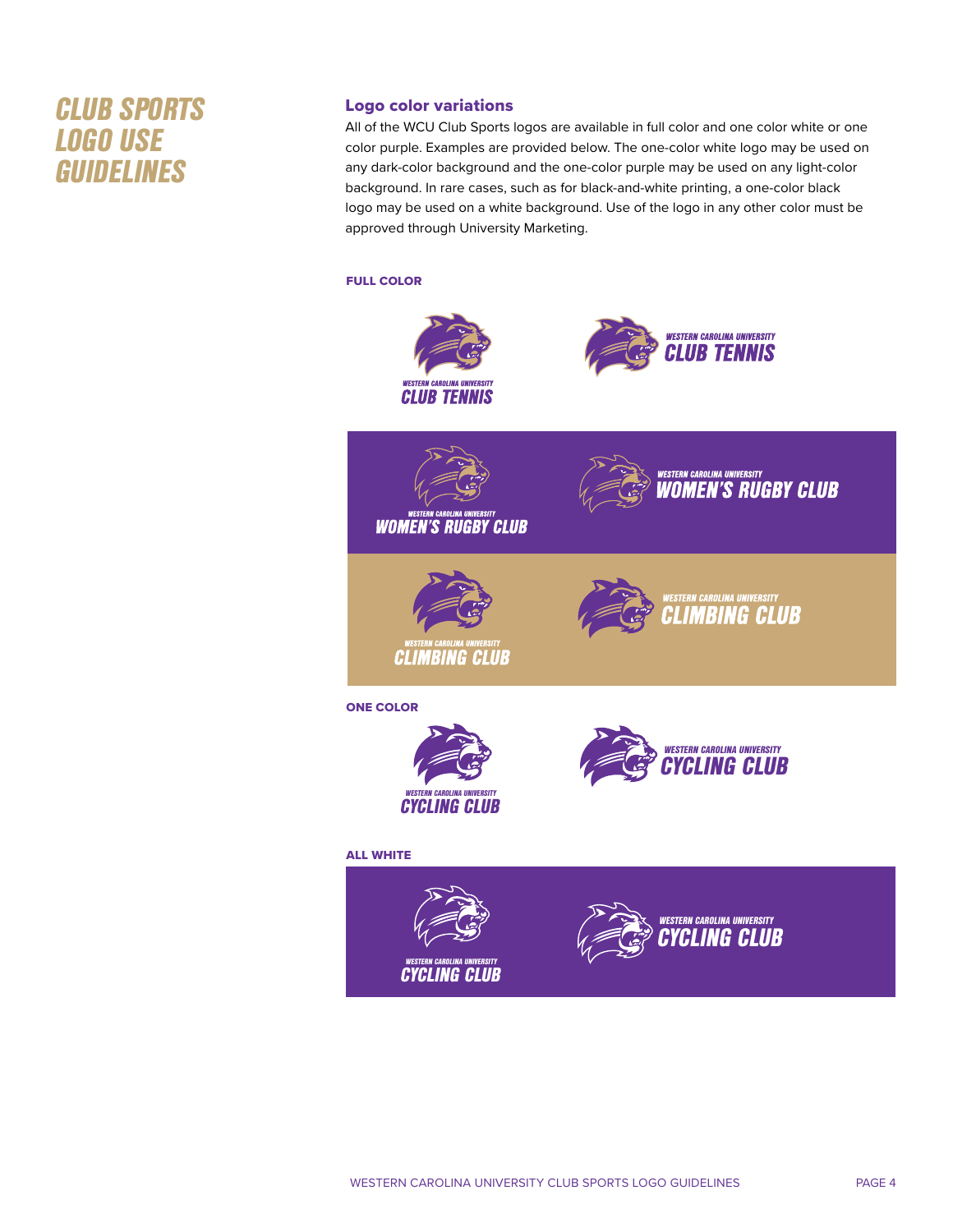# CLUB SPORTS LOGO USE GUIDELINES

## Logo color variations

All of the WCU Club Sports logos are available in full color and one color white or one color purple. Examples are provided below. The one-color white logo may be used on any dark-color background and the one-color purple may be used on any light-color background. In rare cases, such as for black-and-white printing, a one-color black logo may be used on a white background. Use of the logo in any other color must be approved through University Marketing.

**FULL COLOR**

WESTERN CAROLINA UNIVERSITY
CLUB TENNIS

WESTERN CAROLINA UNIVERSITY
CLUB TENNIS

WESTERN CAROLINA UNIVERSITY
WOMEN'S RUGBY CLUB

WESTERN CAROLINA UNIVERSITY
WOMEN'S RUGBY CLUB

WESTERN CAROLINA UNIVERSITY
CLIMBING CLUB

WESTERN CAROLINA UNIVERSITY
CLIMBING CLUB

**ONE COLOR**

WESTERN CAROLINA UNIVERSITY
CYCLING CLUB

WESTERN CAROLINA UNIVERSITY
CYCLING CLUB

**ALL WHITE**

WESTERN CAROLINA UNIVERSITY
CYCLING CLUB

WESTERN CAROLINA UNIVERSITY
CYCLING CLUB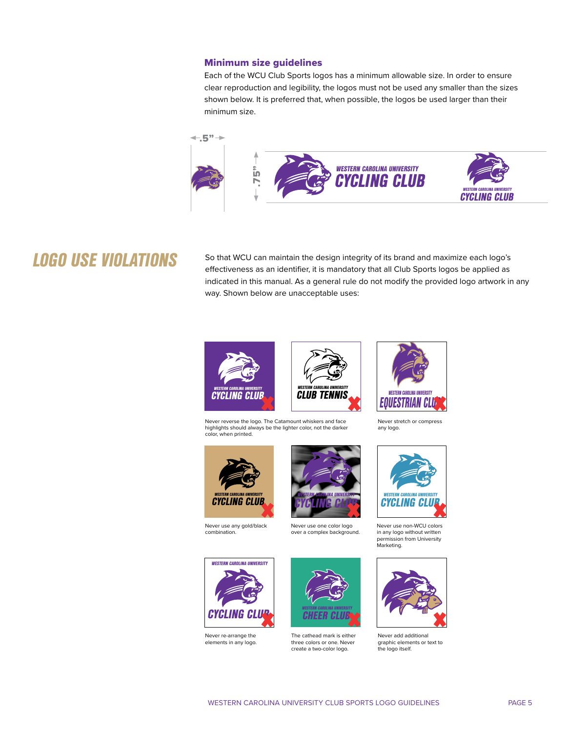### Minimum size guidelines

Each of the WCU Club Sports logos has a minimum allowable size. In order to ensure clear reproduction and legibility, the logos must not be used any smaller than the sizes shown below. It is preferred that, when possible, the logos be used larger than their minimum size.

.5"

.75"

## LOGO USE VIOLATIONS

So that WCU can maintain the design integrity of its brand and maximize each logo's effectiveness as an identifier, it is mandatory that all Club Sports logos be applied as indicated in this manual. As a general rule do not modify the provided logo artwork in any way. Shown below are unacceptable uses:

Never reverse the logo. The Catamount whiskers and face highlights should always be the lighter color, not the darker color, when printed.

Never stretch or compress any logo.

Never use any gold/black combination.

Never use one color logo over a complex background.

Never use non-WCU colors in any logo without written permission from University Marketing.

Never re-arrange the elements in any logo.

The cathead mark is either three colors or one. Never create a two-color logo.

Never add additional graphic elements or text to the logo itself.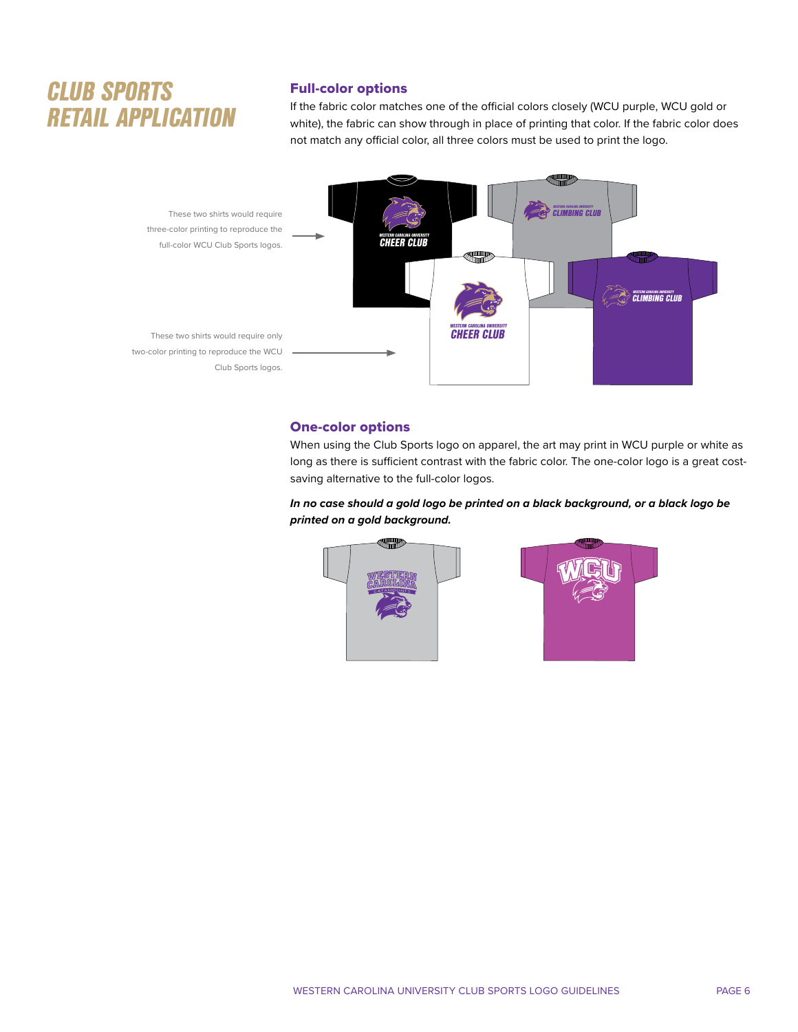# CLUB SPORTS RETAIL APPLICATION

## Full-color options

If the fabric color matches one of the official colors closely (WCU purple, WCU gold or white), the fabric can show through in place of printing that color. If the fabric color does not match any official color, all three colors must be used to print the logo.

These two shirts would require three-color printing to reproduce the full-color WCU Club Sports logos.

These two shirts would require only two-color printing to reproduce the WCU Club Sports logos.

## One-color options

When using the Club Sports logo on apparel, the art may print in WCU purple or white as long as there is sufficient contrast with the fabric color. The one-color logo is a great cost-saving alternative to the full-color logos.

***In no case should a gold logo be printed on a black background, or a black logo be printed on a gold background.***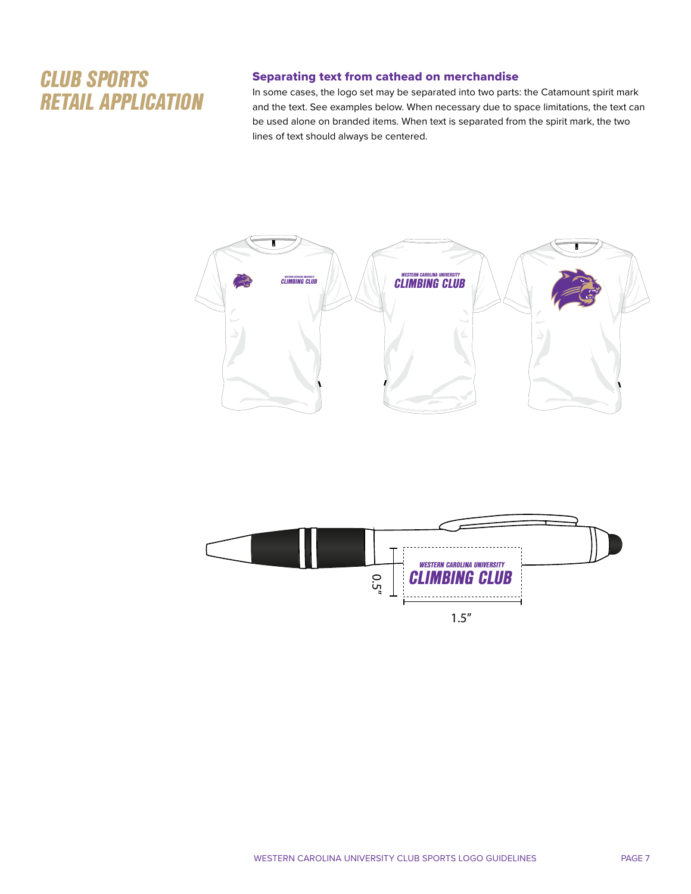# CLUB SPORTS RETAIL APPLICATION

### Separating text from cathead on merchandise

In some cases, the logo set may be separated into two parts: the Catamount spirit mark and the text. See examples below. When necessary due to space limitations, the text can be used alone on branded items. When text is separated from the spirit mark, the two lines of text should always be centered.

WESTERN CAROLINA UNIVERSITY
CLIMBING CLUB

WESTERN CAROLINA UNIVERSITY
CLIMBING CLUB

WESTERN CAROLINA UNIVERSITY
CLIMBING CLUB

0.5″

1.5″